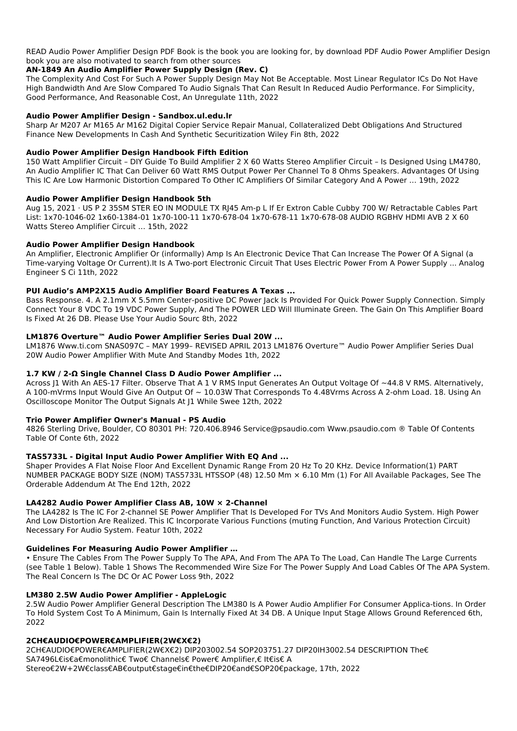READ Audio Power Amplifier Design PDF Book is the book you are looking for, by download PDF Audio Power Amplifier Design book you are also motivated to search from other sources

**AN-1849 An Audio Amplifier Power Supply Design (Rev. C)**

The Complexity And Cost For Such A Power Supply Design May Not Be Acceptable. Most Linear Regulator ICs Do Not Have High Bandwidth And Are Slow Compared To Audio Signals That Can Result In Reduced Audio Performance. For Simplicity, Good Performance, And Reasonable Cost, An Unregulate 11th, 2022

**Audio Power Amplifier Design - Sandbox.ul.edu.lr**

Sharp Ar M207 Ar M165 Ar M162 Digital Copier Service Repair Manual, Collateralized Debt Obligations And Structured Finance New Developments In Cash And Synthetic Securitization Wiley Fin 8th, 2022

**Audio Power Amplifier Design Handbook Fifth Edition**

150 Watt Amplifier Circuit – DIY Guide To Build Amplifier 2 X 60 Watts Stereo Amplifier Circuit – Is Designed Using LM4780, An Audio Amplifier IC That Can Deliver 60 Watt RMS Output Power Per Channel To 8 Ohms Speakers. Advantages Of Using This IC Are Low Harmonic Distortion Compared To Other IC Amplifiers Of Similar Category And A Power ... 19th, 2022

**Audio Power Amplifier Design Handbook 5th**

Aug 15, 2021 · US P 2 35SM STER EO IN MODULE TX RJ45 Am-p L If Er Extron Cable Cubby 700 W/ Retractable Cables Part List: 1x70-1046-02 1x60-1384-01 1x70-100-11 1x70-678-04 1x70-678-11 1x70-678-08 AUDIO RGBHV HDMI AVB 2 X 60 Watts Stereo Amplifier Circuit ... 15th, 2022

**Audio Power Amplifier Design Handbook**

An Amplifier, Electronic Amplifier Or (informally) Amp Is An Electronic Device That Can Increase The Power Of A Signal (a Time-varying Voltage Or Current).It Is A Two-port Electronic Circuit That Uses Electric Power From A Power Supply ... Analog Engineer S Ci 11th, 2022

**PUI Audio's AMP2X15 Audio Amplifier Board Features A Texas ...**

Bass Response. 4. A 2.1mm X 5.5mm Center-positive DC Power Jack Is Provided For Quick Power Supply Connection. Simply Connect Your 8 VDC To 19 VDC Power Supply, And The POWER LED Will Illuminate Green. The Gain On This Amplifier Board Is Fixed At 26 DB. Please Use Your Audio Sourc 8th, 2022

**LM1876 Overture™ Audio Power Amplifier Series Dual 20W ...**

LM1876 Www.ti.com SNAS097C – MAY 1999– REVISED APRIL 2013 LM1876 Overture™ Audio Power Amplifier Series Dual 20W Audio Power Amplifier With Mute And Standby Modes 1th, 2022

**1.7 KW / 2-Ω Single Channel Class D Audio Power Amplifier ...**

Across J1 With An AES-17 Filter. Observe That A 1 V RMS Input Generates An Output Voltage Of ~44.8 V RMS. Alternatively, A 100-mVrms Input Would Give An Output Of ~ 10.03W That Corresponds To 4.48Vrms Across A 2-ohm Load. 18. Using An Oscilloscope Monitor The Output Signals At J1 While Swee 12th, 2022

**Trio Power Amplifier Owner's Manual - PS Audio**

4826 Sterling Drive, Boulder, CO 80301 PH: 720.406.8946 Service@psaudio.com Www.psaudio.com ® Table Of Contents Table Of Conte 6th, 2022

**TAS5733L - Digital Input Audio Power Amplifier With EQ And ...**

Shaper Provides A Flat Noise Floor And Excellent Dynamic Range From 20 Hz To 20 KHz. Device Information(1) PART NUMBER PACKAGE BODY SIZE (NOM) TAS5733L HTSSOP (48) 12.50 Mm × 6.10 Mm (1) For All Available Packages, See The Orderable Addendum At The End 12th, 2022

**LA4282 Audio Power Amplifier Class AB, 10W × 2-Channel**

The LA4282 Is The IC For 2-channel SE Power Amplifier That Is Developed For TVs And Monitors Audio System. High Power And Low Distortion Are Realized. This IC Incorporate Various Functions (muting Function, And Various Protection Circuit) Necessary For Audio System. Featur 10th, 2022

**Guidelines For Measuring Audio Power Amplifier ...**

• Ensure The Cables From The Power Supply To The APA, And From The APA To The Load, Can Handle The Large Currents (see Table 1 Below). Table 1 Shows The Recommended Wire Size For The Power Supply And Load Cables Of The APA System. The Real Concern Is The DC Or AC Power Loss 9th, 2022

**LM380 2.5W Audio Power Amplifier - AppleLogic**

2.5W Audio Power Amplifier General Description The LM380 Is A Power Audio Amplifier For Consumer Applica-tions. In Order To Hold System Cost To A Minimum, Gain Is Internally Fixed At 34 DB. A Unique Input Stage Allows Ground Referenced 6th, 2022

**2CH€AUDIO€POWER€AMPLIFIER(2W€X€2)**

2CH€AUDIO€POWER€AMPLIFIER(2W€X€2) DIP203002.54 SOP203751.27 DIP20IH3002.54 DESCRIPTION The€ SA7496L€is€a€monolithic€ Two€ Channels€ Power€ Amplifier,€ It€is€ A Stereo€2W+2W€class€AB€output€stage€in€the€DIP20€and€SOP20€package, 17th, 2022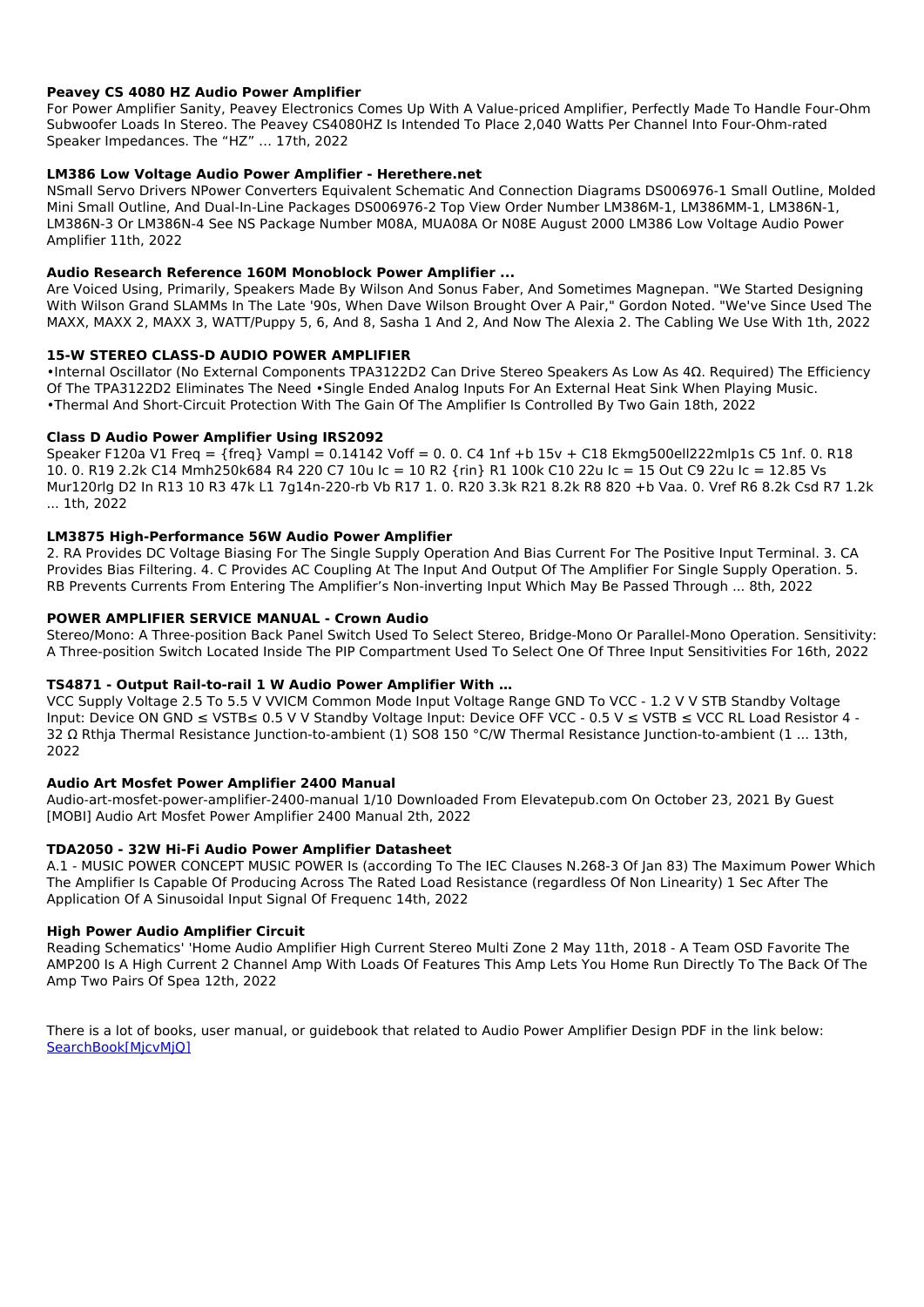### Peavey CS 4080 HZ Audio Power Amplifier

For Power Amplifier Sanity, Peavey Electronics Comes Up With A Value-priced Amplifier, Perfectly Made To Handle Four-Ohm Subwoofer Loads In Stereo. The Peavey CS4080HZ Is Intended To Place 2,040 Watts Per Channel Into Four-Ohm-rated Speaker Impedances. The "HZ" ... 17th, 2022

### LM386 Low Voltage Audio Power Amplifier - Herethere.net

NSmall Servo Drivers NPower Converters Equivalent Schematic And Connection Diagrams DS006976-1 Small Outline, Molded Mini Small Outline, And Dual-In-Line Packages DS006976-2 Top View Order Number LM386M-1, LM386MM-1, LM386N-1, LM386N-3 Or LM386N-4 See NS Package Number M08A, MUA08A Or N08E August 2000 LM386 Low Voltage Audio Power Amplifier 11th, 2022

### Audio Research Reference 160M Monoblock Power Amplifier ...

Are Voiced Using, Primarily, Speakers Made By Wilson And Sonus Faber, And Sometimes Magnepan. "We Started Designing With Wilson Grand SLAMMs In The Late '90s, When Dave Wilson Brought Over A Pair," Gordon Noted. "We've Since Used The MAXX, MAXX 2, MAXX 3, WATT/Puppy 5, 6, And 8, Sasha 1 And 2, And Now The Alexia 2. The Cabling We Use With 1th, 2022

### 15-W STEREO CLASS-D AUDIO POWER AMPLIFIER

•Internal Oscillator (No External Components TPA3122D2 Can Drive Stereo Speakers As Low As 4Ω. Required) The Efficiency Of The TPA3122D2 Eliminates The Need •Single Ended Analog Inputs For An External Heat Sink When Playing Music. •Thermal And Short-Circuit Protection With The Gain Of The Amplifier Is Controlled By Two Gain 18th, 2022

### Class D Audio Power Amplifier Using IRS2092

Speaker F120a V1 Freq = {freq} Vampl = 0.14142 Voff = 0. 0. C4 1nf +b 15v + C18 Ekmg500ell222mlp1s C5 1nf. 0. R18 10. 0. R19 2.2k C14 Mmh250k684 R4 220 C7 10u Ic = 10 R2 {rin} R1 100k C10 22u Ic = 15 Out C9 22u Ic = 12.85 Vs Mur120rlg D2 In R13 10 R3 47k L1 7g14n-220-rb Vb R17 1. 0. R20 3.3k R21 8.2k R8 820 +b Vaa. 0. Vref R6 8.2k Csd R7 1.2k ... 1th, 2022

### LM3875 High-Performance 56W Audio Power Amplifier

2. RA Provides DC Voltage Biasing For The Single Supply Operation And Bias Current For The Positive Input Terminal. 3. CA Provides Bias Filtering. 4. C Provides AC Coupling At The Input And Output Of The Amplifier For Single Supply Operation. 5. RB Prevents Currents From Entering The Amplifier's Non-inverting Input Which May Be Passed Through ... 8th, 2022

### POWER AMPLIFIER SERVICE MANUAL - Crown Audio

Stereo/Mono: A Three-position Back Panel Switch Used To Select Stereo, Bridge-Mono Or Parallel-Mono Operation. Sensitivity: A Three-position Switch Located Inside The PIP Compartment Used To Select One Of Three Input Sensitivities For 16th, 2022

### TS4871 - Output Rail-to-rail 1 W Audio Power Amplifier With ...

VCC Supply Voltage 2.5 To 5.5 V VVICM Common Mode Input Voltage Range GND To VCC - 1.2 V V STB Standby Voltage Input: Device ON GND ≤ VSTB≤ 0.5 V V Standby Voltage Input: Device OFF VCC - 0.5 V ≤ VSTB ≤ VCC RL Load Resistor 4 - 32 Ω Rthja Thermal Resistance Junction-to-ambient (1) SO8 150 °C/W Thermal Resistance Junction-to-ambient (1 ... 13th, 2022

### Audio Art Mosfet Power Amplifier 2400 Manual

Audio-art-mosfet-power-amplifier-2400-manual 1/10 Downloaded From Elevatepub.com On October 23, 2021 By Guest [MOBI] Audio Art Mosfet Power Amplifier 2400 Manual 2th, 2022

### TDA2050 - 32W Hi-Fi Audio Power Amplifier Datasheet

A.1 - MUSIC POWER CONCEPT MUSIC POWER Is (according To The IEC Clauses N.268-3 Of Jan 83) The Maximum Power Which The Amplifier Is Capable Of Producing Across The Rated Load Resistance (regardless Of Non Linearity) 1 Sec After The Application Of A Sinusoidal Input Signal Of Frequenc 14th, 2022

### High Power Audio Amplifier Circuit

Reading Schematics' 'Home Audio Amplifier High Current Stereo Multi Zone 2 May 11th, 2018 - A Team OSD Favorite The AMP200 Is A High Current 2 Channel Amp With Loads Of Features This Amp Lets You Home Run Directly To The Back Of The Amp Two Pairs Of Spea 12th, 2022

There is a lot of books, user manual, or guidebook that related to Audio Power Amplifier Design PDF in the link below:
[SearchBook[MjcvMjQ]]